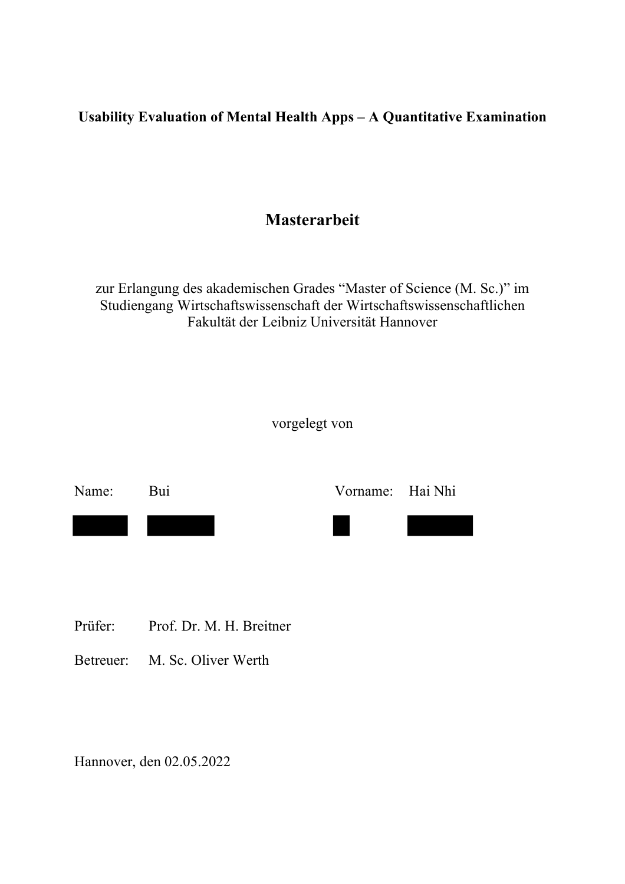**Usability Evaluation of Mental Health Apps – A Quantitative Examination**

# Masterarbeit

zur Erlangung des akademischen Grades "Master of Science (M. Sc.)" im Studiengang Wirtschaftswissenschaft der Wirtschaftswissenschaftlichen Fakultät der Leibniz Universität Hannover

vorgelegt von

Name: Bui

Vorname: Hai Nhi

Prüfer: Prof. Dr. M. H. Breitner

Betreuer: M. Sc. Oliver Werth

Hannover, den 02.05.2022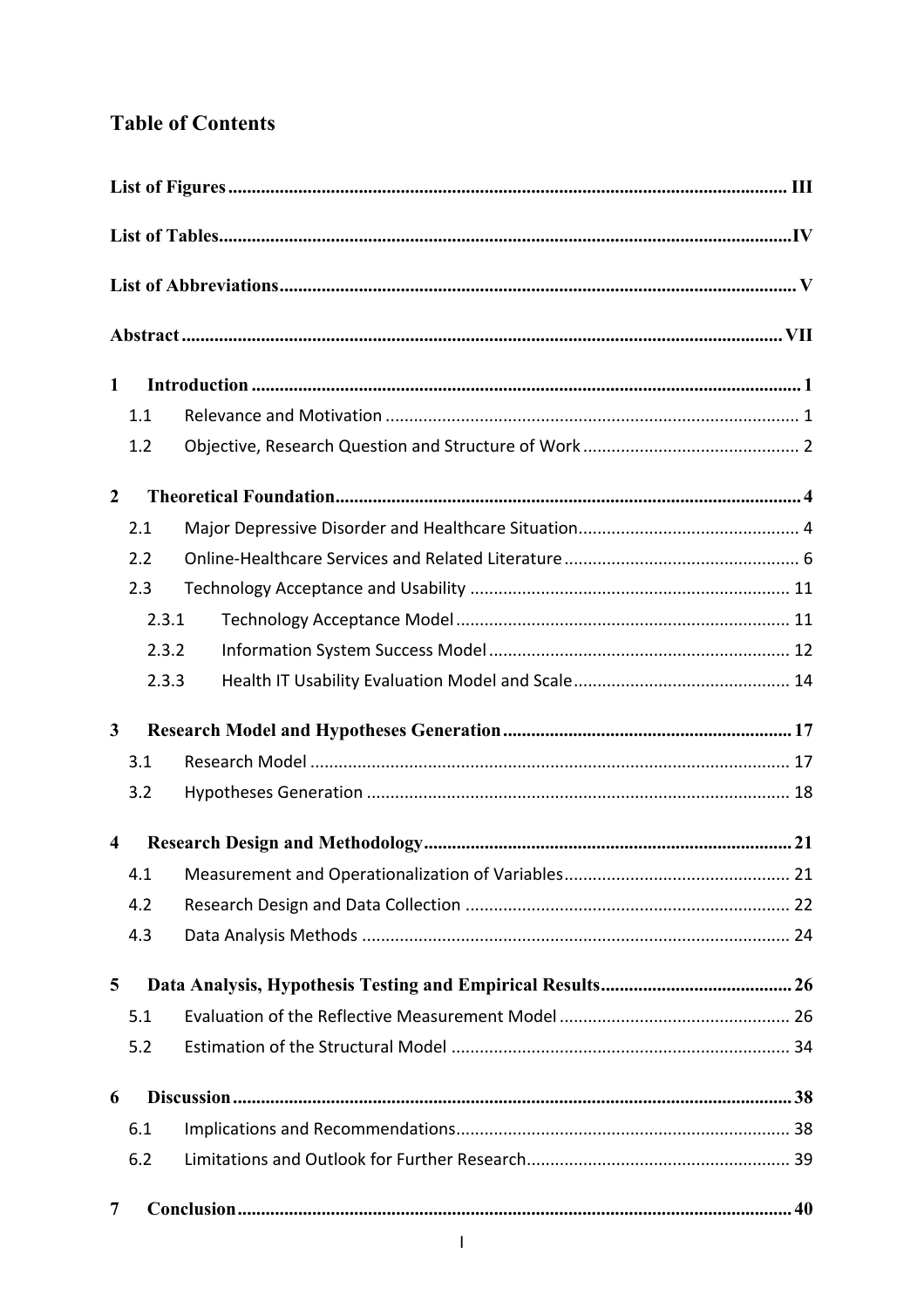# Table of Contents

**List of Figures** ....... III

**List of Tables** ....... IV

**List of Abbreviations** ....... V

**Abstract** ....... VII

**1 Introduction** ....... 1

- 1.1 Relevance and Motivation ....... 1
- 1.2 Objective, Research Question and Structure of Work ....... 2

**2 Theoretical Foundation** ....... 4

- 2.1 Major Depressive Disorder and Healthcare Situation ....... 4
- 2.2 Online-Healthcare Services and Related Literature ....... 6
- 2.3 Technology Acceptance and Usability ....... 11
  - 2.3.1 Technology Acceptance Model ....... 11
  - 2.3.2 Information System Success Model ....... 12
  - 2.3.3 Health IT Usability Evaluation Model and Scale ....... 14

**3 Research Model and Hypotheses Generation** ....... 17

- 3.1 Research Model ....... 17
- 3.2 Hypotheses Generation ....... 18

**4 Research Design and Methodology** ....... 21

- 4.1 Measurement and Operationalization of Variables ....... 21
- 4.2 Research Design and Data Collection ....... 22
- 4.3 Data Analysis Methods ....... 24

**5 Data Analysis, Hypothesis Testing and Empirical Results** ....... 26

- 5.1 Evaluation of the Reflective Measurement Model ....... 26
- 5.2 Estimation of the Structural Model ....... 34

**6 Discussion** ....... 38

- 6.1 Implications and Recommendations ....... 38
- 6.2 Limitations and Outlook for Further Research ....... 39

**7 Conclusion** ....... 40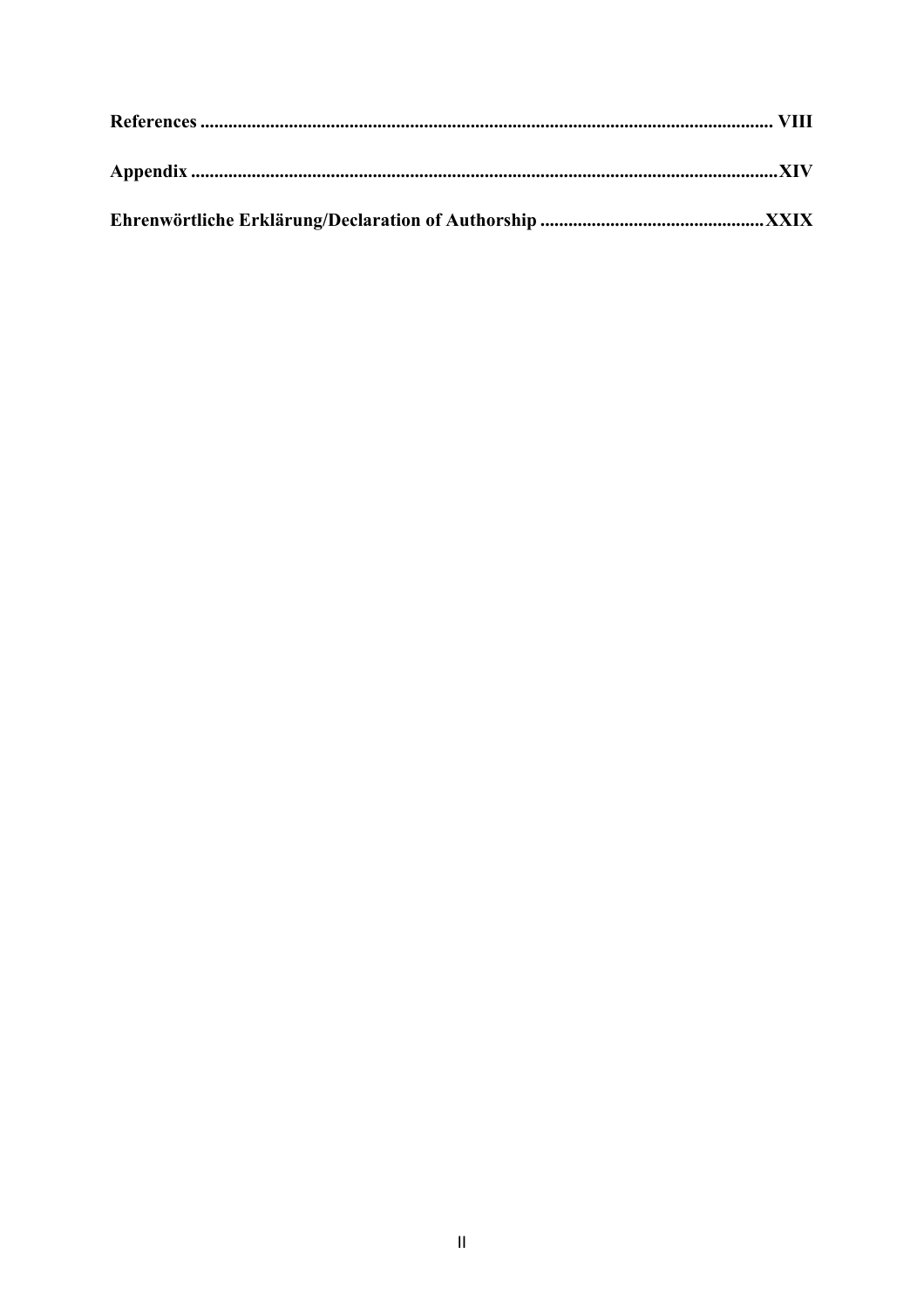**References** ........................................................................................................................ VIII

**Appendix** ........................................................................................................................ XIV

**Ehrenwörtliche Erklärung/Declaration of Authorship** ................................................ XXIX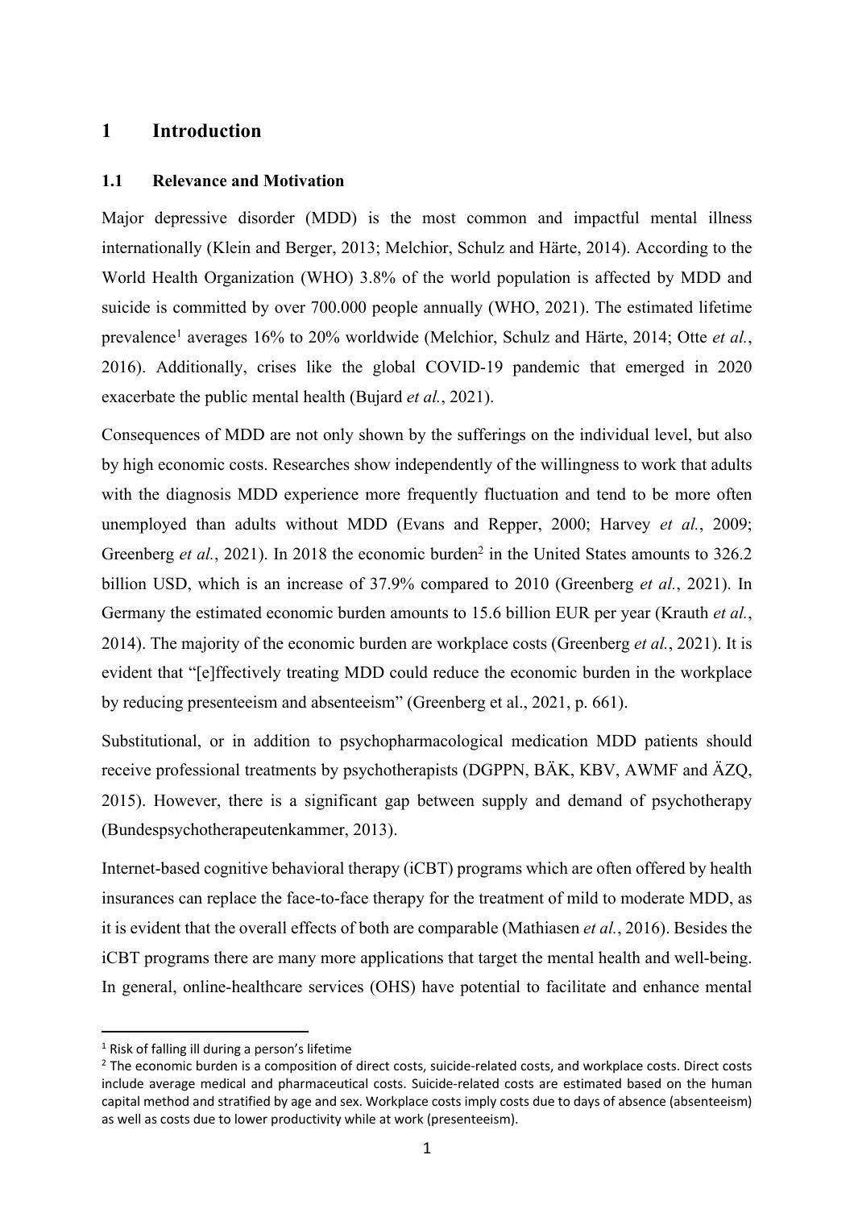# 1 Introduction

## 1.1 Relevance and Motivation

Major depressive disorder (MDD) is the most common and impactful mental illness internationally (Klein and Berger, 2013; Melchior, Schulz and Härte, 2014). According to the World Health Organization (WHO) 3.8% of the world population is affected by MDD and suicide is committed by over 700.000 people annually (WHO, 2021). The estimated lifetime prevalence[1] averages 16% to 20% worldwide (Melchior, Schulz and Härte, 2014; Otte *et al.*, 2016). Additionally, crises like the global COVID-19 pandemic that emerged in 2020 exacerbate the public mental health (Bujard *et al.*, 2021).

Consequences of MDD are not only shown by the sufferings on the individual level, but also by high economic costs. Researches show independently of the willingness to work that adults with the diagnosis MDD experience more frequently fluctuation and tend to be more often unemployed than adults without MDD (Evans and Repper, 2000; Harvey *et al.*, 2009; Greenberg *et al.*, 2021). In 2018 the economic burden[2] in the United States amounts to 326.2 billion USD, which is an increase of 37.9% compared to 2010 (Greenberg *et al.*, 2021). In Germany the estimated economic burden amounts to 15.6 billion EUR per year (Krauth *et al.*, 2014). The majority of the economic burden are workplace costs (Greenberg *et al.*, 2021). It is evident that "[e]ffectively treating MDD could reduce the economic burden in the workplace by reducing presenteeism and absenteeism" (Greenberg et al., 2021, p. 661).

Substitutional, or in addition to psychopharmacological medication MDD patients should receive professional treatments by psychotherapists (DGPPN, BÄK, KBV, AWMF and ÄZQ, 2015). However, there is a significant gap between supply and demand of psychotherapy (Bundespsychotherapeutenkammer, 2013).

Internet-based cognitive behavioral therapy (iCBT) programs which are often offered by health insurances can replace the face-to-face therapy for the treatment of mild to moderate MDD, as it is evident that the overall effects of both are comparable (Mathiasen *et al.*, 2016). Besides the iCBT programs there are many more applications that target the mental health and well-being. In general, online-healthcare services (OHS) have potential to facilitate and enhance mental

---

[1] Risk of falling ill during a person's lifetime

[2] The economic burden is a composition of direct costs, suicide-related costs, and workplace costs. Direct costs include average medical and pharmaceutical costs. Suicide-related costs are estimated based on the human capital method and stratified by age and sex. Workplace costs imply costs due to days of absence (absenteeism) as well as costs due to lower productivity while at work (presenteeism).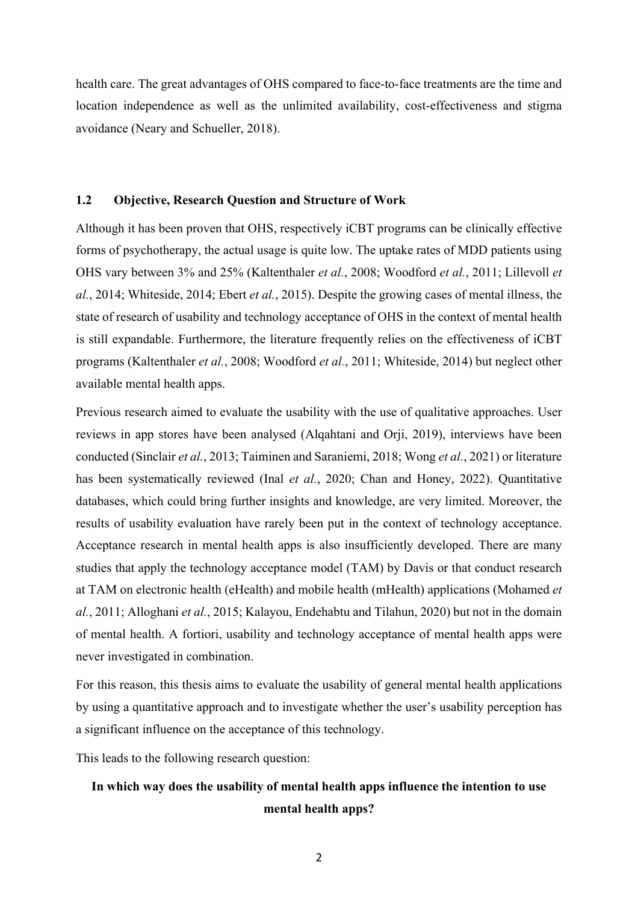health care. The great advantages of OHS compared to face-to-face treatments are the time and location independence as well as the unlimited availability, cost-effectiveness and stigma avoidance (Neary and Schueller, 2018).

## 1.2 Objective, Research Question and Structure of Work

Although it has been proven that OHS, respectively iCBT programs can be clinically effective forms of psychotherapy, the actual usage is quite low. The uptake rates of MDD patients using OHS vary between 3% and 25% (Kaltenthaler *et al.*, 2008; Woodford *et al.*, 2011; Lillevoll *et al.*, 2014; Whiteside, 2014; Ebert *et al.*, 2015). Despite the growing cases of mental illness, the state of research of usability and technology acceptance of OHS in the context of mental health is still expandable. Furthermore, the literature frequently relies on the effectiveness of iCBT programs (Kaltenthaler *et al.*, 2008; Woodford *et al.*, 2011; Whiteside, 2014) but neglect other available mental health apps.

Previous research aimed to evaluate the usability with the use of qualitative approaches. User reviews in app stores have been analysed (Alqahtani and Orji, 2019), interviews have been conducted (Sinclair *et al.*, 2013; Taiminen and Saraniemi, 2018; Wong *et al.*, 2021) or literature has been systematically reviewed (Inal *et al.*, 2020; Chan and Honey, 2022). Quantitative databases, which could bring further insights and knowledge, are very limited. Moreover, the results of usability evaluation have rarely been put in the context of technology acceptance. Acceptance research in mental health apps is also insufficiently developed. There are many studies that apply the technology acceptance model (TAM) by Davis or that conduct research at TAM on electronic health (eHealth) and mobile health (mHealth) applications (Mohamed *et al.*, 2011; Alloghani *et al.*, 2015; Kalayou, Endehabtu and Tilahun, 2020) but not in the domain of mental health. A fortiori, usability and technology acceptance of mental health apps were never investigated in combination.

For this reason, this thesis aims to evaluate the usability of general mental health applications by using a quantitative approach and to investigate whether the user's usability perception has a significant influence on the acceptance of this technology.

This leads to the following research question:

**In which way does the usability of mental health apps influence the intention to use mental health apps?**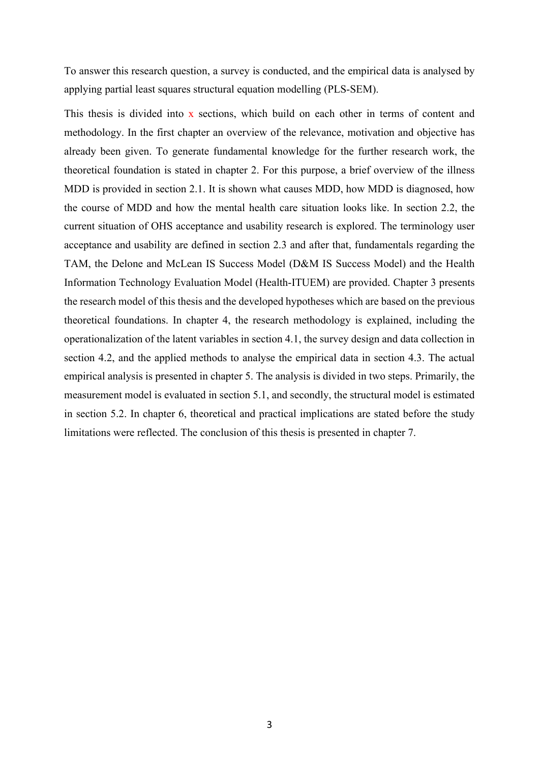To answer this research question, a survey is conducted, and the empirical data is analysed by applying partial least squares structural equation modelling (PLS-SEM).

This thesis is divided into x sections, which build on each other in terms of content and methodology. In the first chapter an overview of the relevance, motivation and objective has already been given. To generate fundamental knowledge for the further research work, the theoretical foundation is stated in chapter 2. For this purpose, a brief overview of the illness MDD is provided in section 2.1. It is shown what causes MDD, how MDD is diagnosed, how the course of MDD and how the mental health care situation looks like. In section 2.2, the current situation of OHS acceptance and usability research is explored. The terminology user acceptance and usability are defined in section 2.3 and after that, fundamentals regarding the TAM, the Delone and McLean IS Success Model (D&M IS Success Model) and the Health Information Technology Evaluation Model (Health-ITUEM) are provided. Chapter 3 presents the research model of this thesis and the developed hypotheses which are based on the previous theoretical foundations. In chapter 4, the research methodology is explained, including the operationalization of the latent variables in section 4.1, the survey design and data collection in section 4.2, and the applied methods to analyse the empirical data in section 4.3. The actual empirical analysis is presented in chapter 5. The analysis is divided in two steps. Primarily, the measurement model is evaluated in section 5.1, and secondly, the structural model is estimated in section 5.2. In chapter 6, theoretical and practical implications are stated before the study limitations were reflected. The conclusion of this thesis is presented in chapter 7.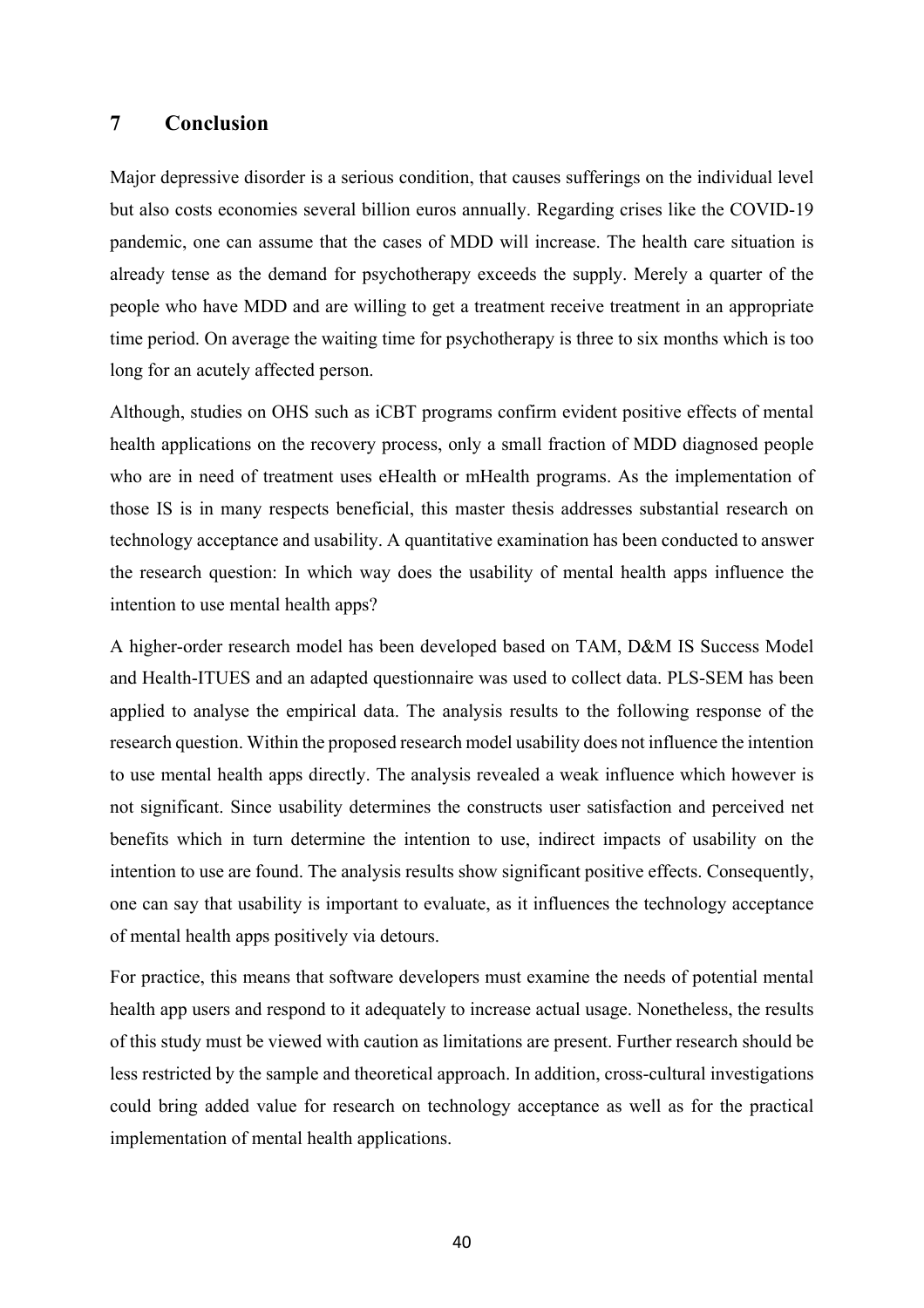## 7 Conclusion

Major depressive disorder is a serious condition, that causes sufferings on the individual level but also costs economies several billion euros annually. Regarding crises like the COVID-19 pandemic, one can assume that the cases of MDD will increase. The health care situation is already tense as the demand for psychotherapy exceeds the supply. Merely a quarter of the people who have MDD and are willing to get a treatment receive treatment in an appropriate time period. On average the waiting time for psychotherapy is three to six months which is too long for an acutely affected person.

Although, studies on OHS such as iCBT programs confirm evident positive effects of mental health applications on the recovery process, only a small fraction of MDD diagnosed people who are in need of treatment uses eHealth or mHealth programs. As the implementation of those IS is in many respects beneficial, this master thesis addresses substantial research on technology acceptance and usability. A quantitative examination has been conducted to answer the research question: In which way does the usability of mental health apps influence the intention to use mental health apps?

A higher-order research model has been developed based on TAM, D&M IS Success Model and Health-ITUES and an adapted questionnaire was used to collect data. PLS-SEM has been applied to analyse the empirical data. The analysis results to the following response of the research question. Within the proposed research model usability does not influence the intention to use mental health apps directly. The analysis revealed a weak influence which however is not significant. Since usability determines the constructs user satisfaction and perceived net benefits which in turn determine the intention to use, indirect impacts of usability on the intention to use are found. The analysis results show significant positive effects. Consequently, one can say that usability is important to evaluate, as it influences the technology acceptance of mental health apps positively via detours.

For practice, this means that software developers must examine the needs of potential mental health app users and respond to it adequately to increase actual usage. Nonetheless, the results of this study must be viewed with caution as limitations are present. Further research should be less restricted by the sample and theoretical approach. In addition, cross-cultural investigations could bring added value for research on technology acceptance as well as for the practical implementation of mental health applications.